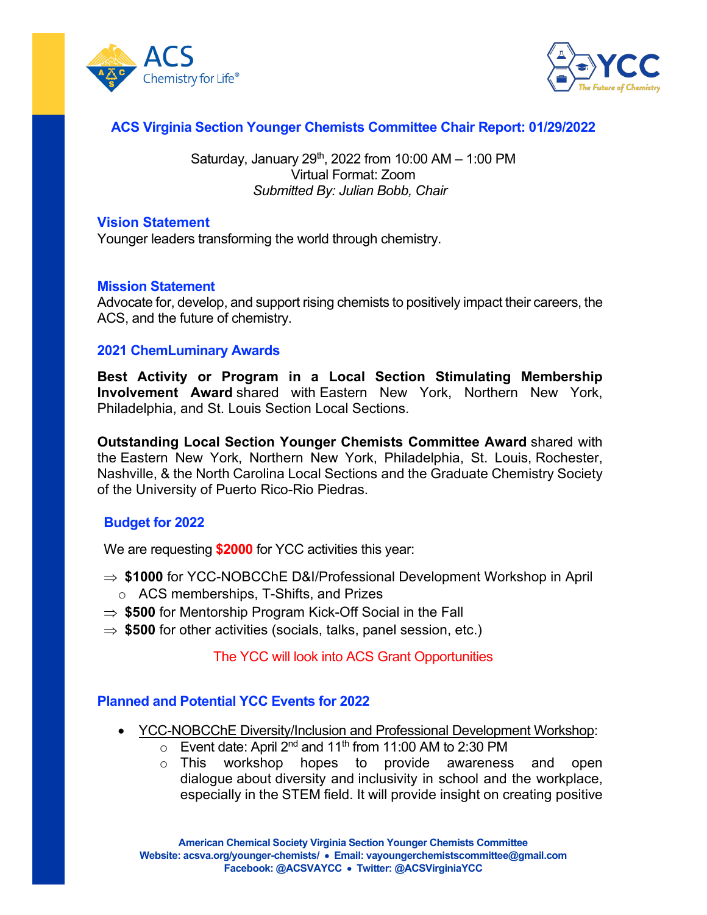# ACS Virginia Section Younger Chemists Committee Chair Report: 01/29/2022

Saturday, January 29th, 2022 from 10:00 AM – 1:00 PM
Virtual Format: Zoom
*Submitted By: Julian Bobb, Chair*

## Vision Statement

Younger leaders transforming the world through chemistry.

## Mission Statement

Advocate for, develop, and support rising chemists to positively impact their careers, the ACS, and the future of chemistry.

## 2021 ChemLuminary Awards

**Best Activity or Program in a Local Section Stimulating Membership Involvement Award** shared with Eastern New York, Northern New York, Philadelphia, and St. Louis Section Local Sections.

**Outstanding Local Section Younger Chemists Committee Award** shared with the Eastern New York, Northern New York, Philadelphia, St. Louis, Rochester, Nashville, & the North Carolina Local Sections and the Graduate Chemistry Society of the University of Puerto Rico-Rio Piedras.

## Budget for 2022

We are requesting **$2000** for YCC activities this year:

- ⇒ **$1000** for YCC-NOBCChE D&I/Professional Development Workshop in April
  - ACS memberships, T-Shifts, and Prizes
- ⇒ **$500** for Mentorship Program Kick-Off Social in the Fall
- ⇒ **$500** for other activities (socials, talks, panel session, etc.)

The YCC will look into ACS Grant Opportunities

## Planned and Potential YCC Events for 2022

- YCC-NOBCChE Diversity/Inclusion and Professional Development Workshop:
  - Event date: April 2nd and 11th from 11:00 AM to 2:30 PM
  - This workshop hopes to provide awareness and open dialogue about diversity and inclusivity in school and the workplace, especially in the STEM field. It will provide insight on creating positive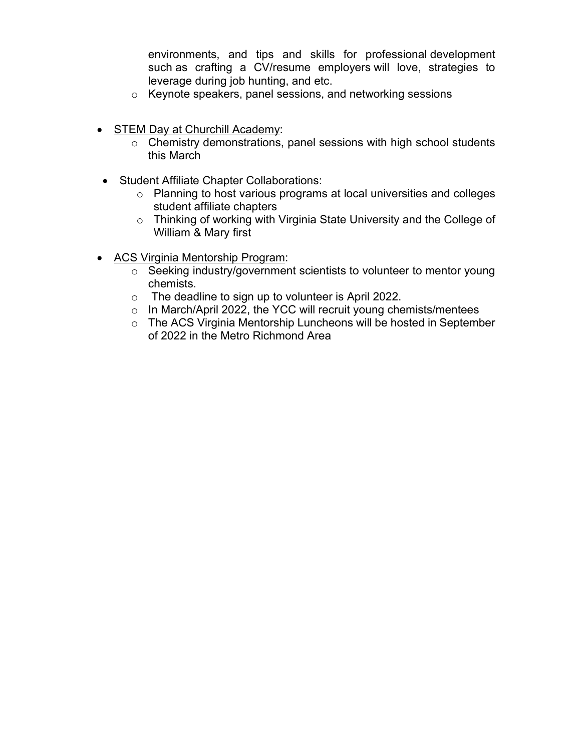environments, and tips and skills for professional development such as crafting a CV/resume employers will love, strategies to leverage during job hunting, and etc.
    - Keynote speakers, panel sessions, and networking sessions

- <u>STEM Day at Churchill Academy</u>:
    - Chemistry demonstrations, panel sessions with high school students this March

- <u>Student Affiliate Chapter Collaborations</u>:
    - Planning to host various programs at local universities and colleges student affiliate chapters
    - Thinking of working with Virginia State University and the College of William & Mary first

- <u>ACS Virginia Mentorship Program</u>:
    - Seeking industry/government scientists to volunteer to mentor young chemists.
    - The deadline to sign up to volunteer is April 2022.
    - In March/April 2022, the YCC will recruit young chemists/mentees
    - The ACS Virginia Mentorship Luncheons will be hosted in September of 2022 in the Metro Richmond Area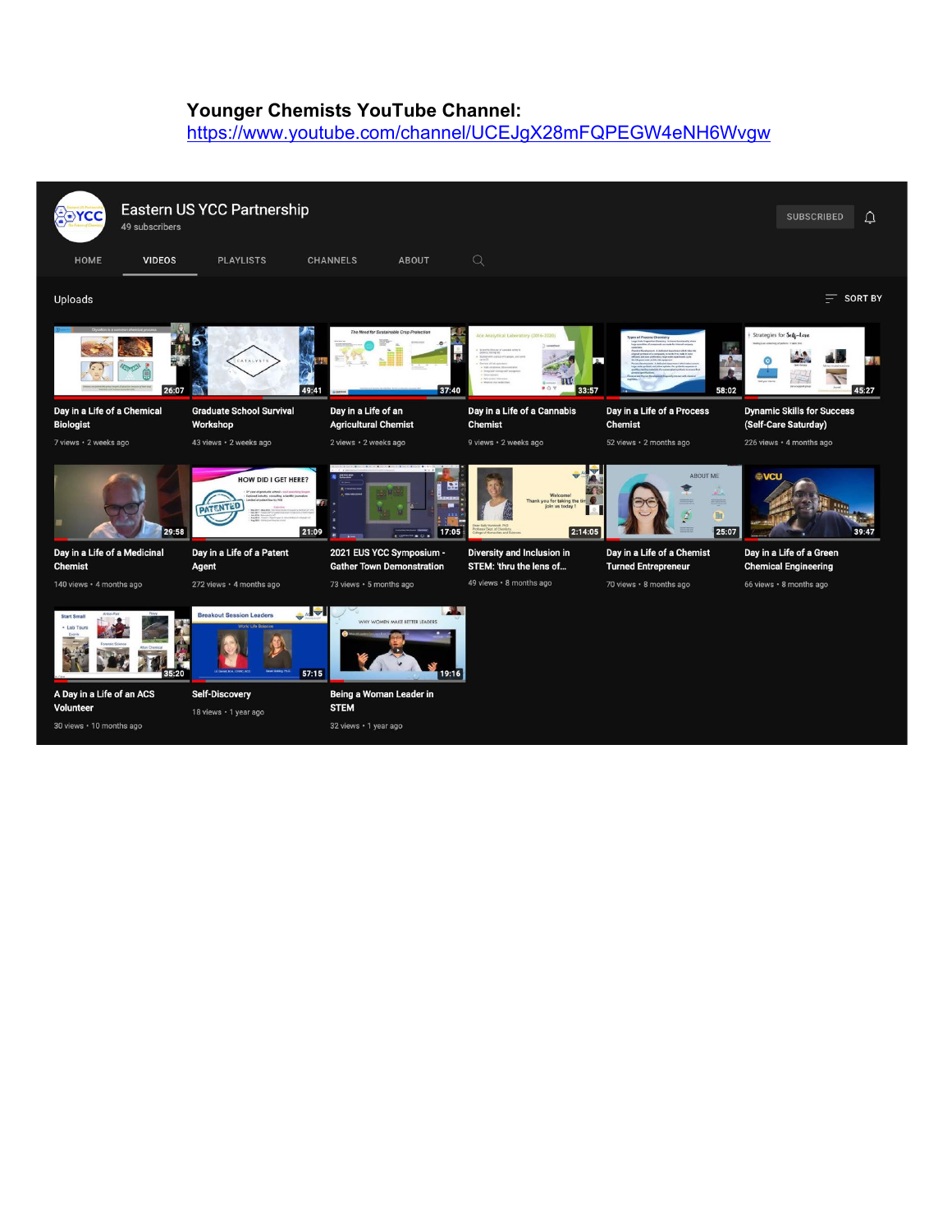**Younger Chemists YouTube Channel:**
https://www.youtube.com/channel/UCEJgX28mFQPEGW4eNH6Wvgw

Eastern US YCC Partnership
49 subscribers

SUBSCRIBED

HOME VIDEOS PLAYLISTS CHANNELS ABOUT

Uploads

SORT BY

- Day in a Life of a Chemical Biologist — 26:07 — 7 views • 2 weeks ago
- Graduate School Survival Workshop — 49:41 — 43 views • 2 weeks ago
- Day in a Life of an Agricultural Chemist — 37:40 — 2 views • 2 weeks ago
- Day in a Life of a Cannabis Chemist — 33:57 — 9 views • 2 weeks ago
- Day in a Life of a Process Chemist — 58:02 — 52 views • 2 months ago
- Dynamic Skills for Success (Self-Care Saturday) — 45:27 — 226 views • 4 months ago
- Day in a Life of a Medicinal Chemist — 29:58 — 140 views • 4 months ago
- Day in a Life of a Patent Agent — 21:09 — 272 views • 4 months ago
- 2021 EUS YCC Symposium - Gather Town Demonstration — 17:05 — 73 views • 5 months ago
- Diversity and Inclusion in STEM: 'thru the lens of... — 2:14:05 — 49 views • 8 months ago
- Day in a Life of a Chemist Turned Entrepreneur — 25:07 — 70 views • 8 months ago
- Day in a Life of a Green Chemical Engineering — 39:47 — 66 views • 8 months ago
- A Day in a Life of an ACS Volunteer — 35:20 — 30 views • 10 months ago
- Self-Discovery — 57:15 — 18 views • 1 year ago
- Being a Woman Leader in STEM — 19:16 — 32 views • 1 year ago